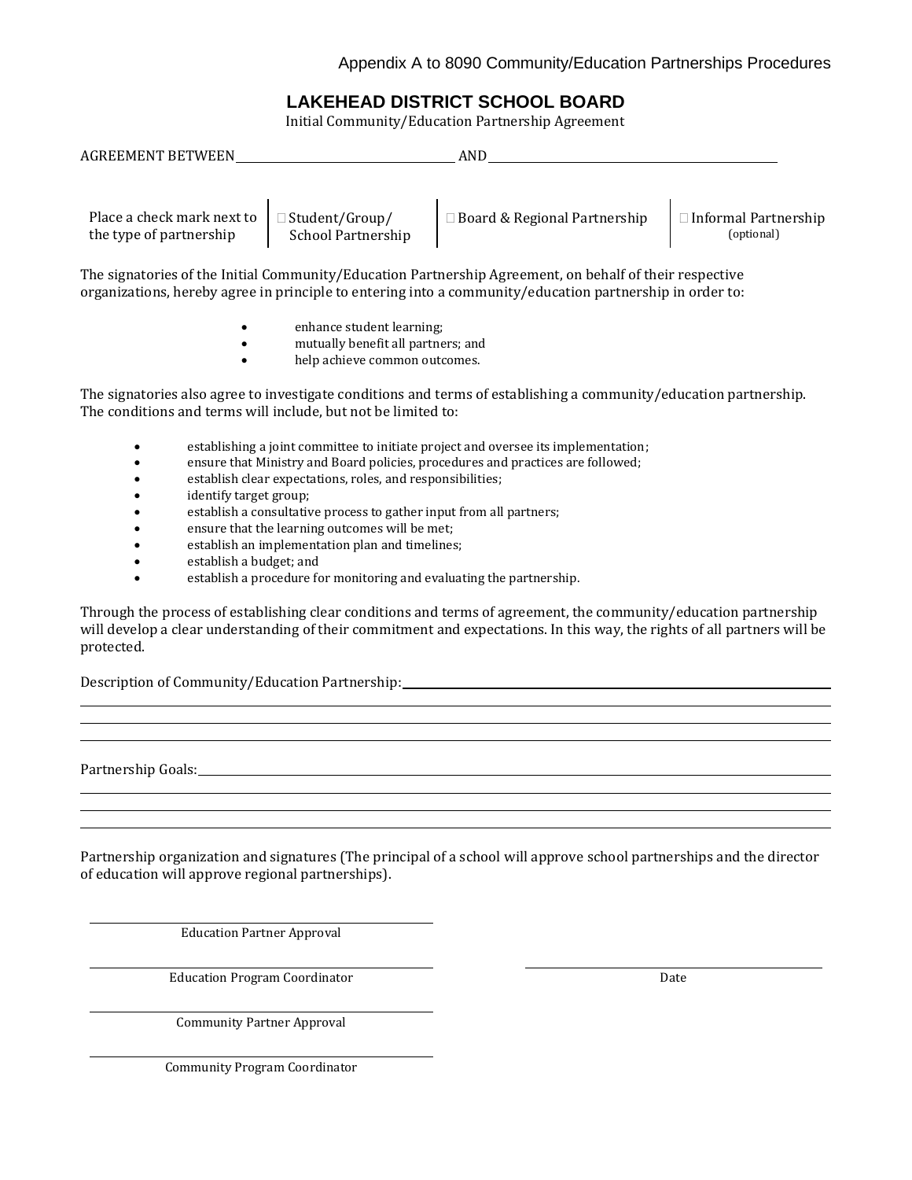Appendix A to 8090 Community/Education Partnerships Procedures

# LAKEHEAD DISTRICT SCHOOL BOARD

Initial Community/Education Partnership Agreement

AGREEMENT BETWEEN ______________________________ AND ________________________________________

| Place a check mark next to the type of partnership | ☐ Student/Group/ School Partnership | ☐ Board & Regional Partnership | ☐ Informal Partnership (optional) |
|---|---|---|---|

The signatories of the Initial Community/Education Partnership Agreement, on behalf of their respective organizations, hereby agree in principle to entering into a community/education partnership in order to:

- enhance student learning;
- mutually benefit all partners; and
- help achieve common outcomes.

The signatories also agree to investigate conditions and terms of establishing a community/education partnership. The conditions and terms will include, but not be limited to:

- establishing a joint committee to initiate project and oversee its implementation;
- ensure that Ministry and Board policies, procedures and practices are followed;
- establish clear expectations, roles, and responsibilities;
- identify target group;
- establish a consultative process to gather input from all partners;
- ensure that the learning outcomes will be met;
- establish an implementation plan and timelines;
- establish a budget; and
- establish a procedure for monitoring and evaluating the partnership.

Through the process of establishing clear conditions and terms of agreement, the community/education partnership will develop a clear understanding of their commitment and expectations. In this way, the rights of all partners will be protected.

Description of Community/Education Partnership: ____________________________________________

________________________________________________________________________________

________________________________________________________________________________

________________________________________________________________________________

Partnership Goals: ________________________________________________________________

________________________________________________________________________________

________________________________________________________________________________

________________________________________________________________________________

Partnership organization and signatures (The principal of a school will approve school partnerships and the director of education will approve regional partnerships).

______________________________
Education Partner Approval

______________________________ ______________________________
Education Program Coordinator Date

______________________________
Community Partner Approval

______________________________
Community Program Coordinator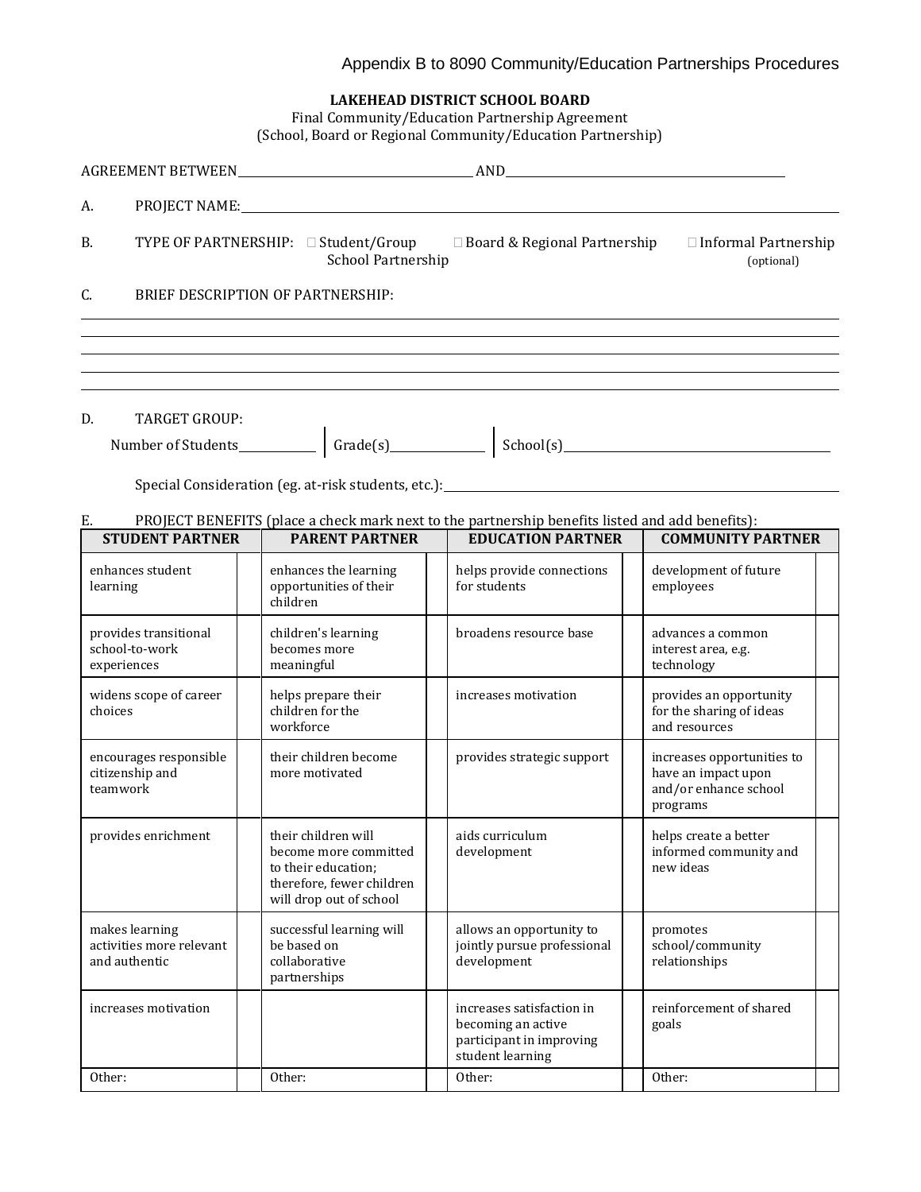Appendix B to 8090 Community/Education Partnerships Procedures

**LAKEHEAD DISTRICT SCHOOL BOARD**

Final Community/Education Partnership Agreement
(School, Board or Regional Community/Education Partnership)

AGREEMENT BETWEEN_______________________ AND_______________________

A. PROJECT NAME:_______________________

B. TYPE OF PARTNERSHIP: ☐ Student/Group School Partnership ☐ Board & Regional Partnership ☐ Informal Partnership (optional)

C. BRIEF DESCRIPTION OF PARTNERSHIP:

_______________________

_______________________

_______________________

_______________________

_______________________

D. TARGET GROUP:

Number of Students__________ | Grade(s)__________ | School(s)__________

Special Consideration (eg. at-risk students, etc.):_______________________

E. PROJECT BENEFITS (place a check mark next to the partnership benefits listed and add benefits):

| STUDENT PARTNER | | PARENT PARTNER | | EDUCATION PARTNER | | COMMUNITY PARTNER | |
|---|---|---|---|---|---|---|---|
| enhances student learning | | enhances the learning opportunities of their children | | helps provide connections for students | | development of future employees | |
| provides transitional school-to-work experiences | | children's learning becomes more meaningful | | broadens resource base | | advances a common interest area, e.g. technology | |
| widens scope of career choices | | helps prepare their children for the workforce | | increases motivation | | provides an opportunity for the sharing of ideas and resources | |
| encourages responsible citizenship and teamwork | | their children become more motivated | | provides strategic support | | increases opportunities to have an impact upon and/or enhance school programs | |
| provides enrichment | | their children will become more committed to their education; therefore, fewer children will drop out of school | | aids curriculum development | | helps create a better informed community and new ideas | |
| makes learning activities more relevant and authentic | | successful learning will be based on collaborative partnerships | | allows an opportunity to jointly pursue professional development | | promotes school/community relationships | |
| increases motivation | | | | increases satisfaction in becoming an active participant in improving student learning | | reinforcement of shared goals | |
| Other: | | Other: | | Other: | | Other: | |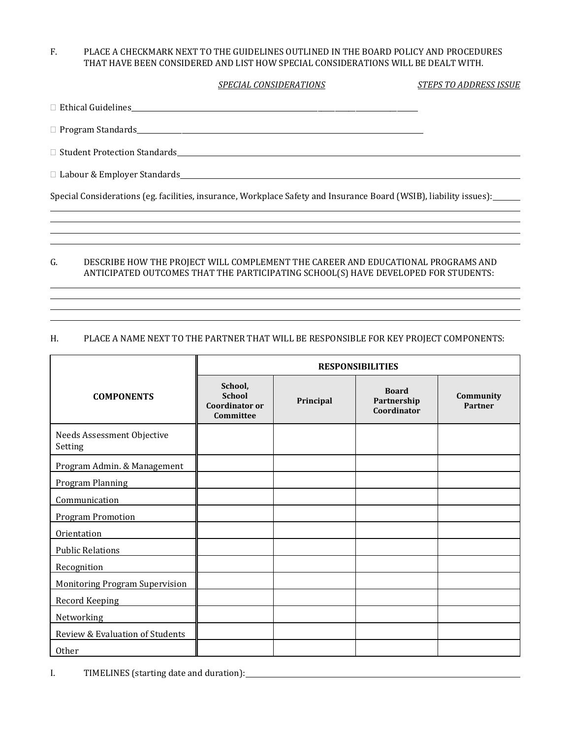F. PLACE A CHECKMARK NEXT TO THE GUIDELINES OUTLINED IN THE BOARD POLICY AND PROCEDURES THAT HAVE BEEN CONSIDERED AND LIST HOW SPECIAL CONSIDERATIONS WILL BE DEALT WITH.

*SPECIAL CONSIDERATIONS* *STEPS TO ADDRESS ISSUE*

☐ Ethical Guidelines_______________________________________________

☐ Program Standards_______________________________________________

☐ Student Protection Standards_______________________________________________

☐ Labour & Employer Standards_______________________________________________

Special Considerations (eg. facilities, insurance, Workplace Safety and Insurance Board (WSIB), liability issues):_______

_______________________________________________

_______________________________________________

_______________________________________________

_______________________________________________

G. DESCRIBE HOW THE PROJECT WILL COMPLEMENT THE CAREER AND EDUCATIONAL PROGRAMS AND ANTICIPATED OUTCOMES THAT THE PARTICIPATING SCHOOL(S) HAVE DEVELOPED FOR STUDENTS:

_______________________________________________

_______________________________________________

_______________________________________________

_______________________________________________

H. PLACE A NAME NEXT TO THE PARTNER THAT WILL BE RESPONSIBLE FOR KEY PROJECT COMPONENTS:

| COMPONENTS | RESPONSIBILITIES | | | |
|---|---|---|---|---|
| | **School, School Coordinator or Committee** | **Principal** | **Board Partnership Coordinator** | **Community Partner** |
| Needs Assessment Objective Setting | | | | |
| Program Admin. & Management | | | | |
| Program Planning | | | | |
| Communication | | | | |
| Program Promotion | | | | |
| Orientation | | | | |
| Public Relations | | | | |
| Recognition | | | | |
| Monitoring Program Supervision | | | | |
| Record Keeping | | | | |
| Networking | | | | |
| Review & Evaluation of Students | | | | |
| Other | | | | |

I. TIMELINES (starting date and duration):_______________________________________________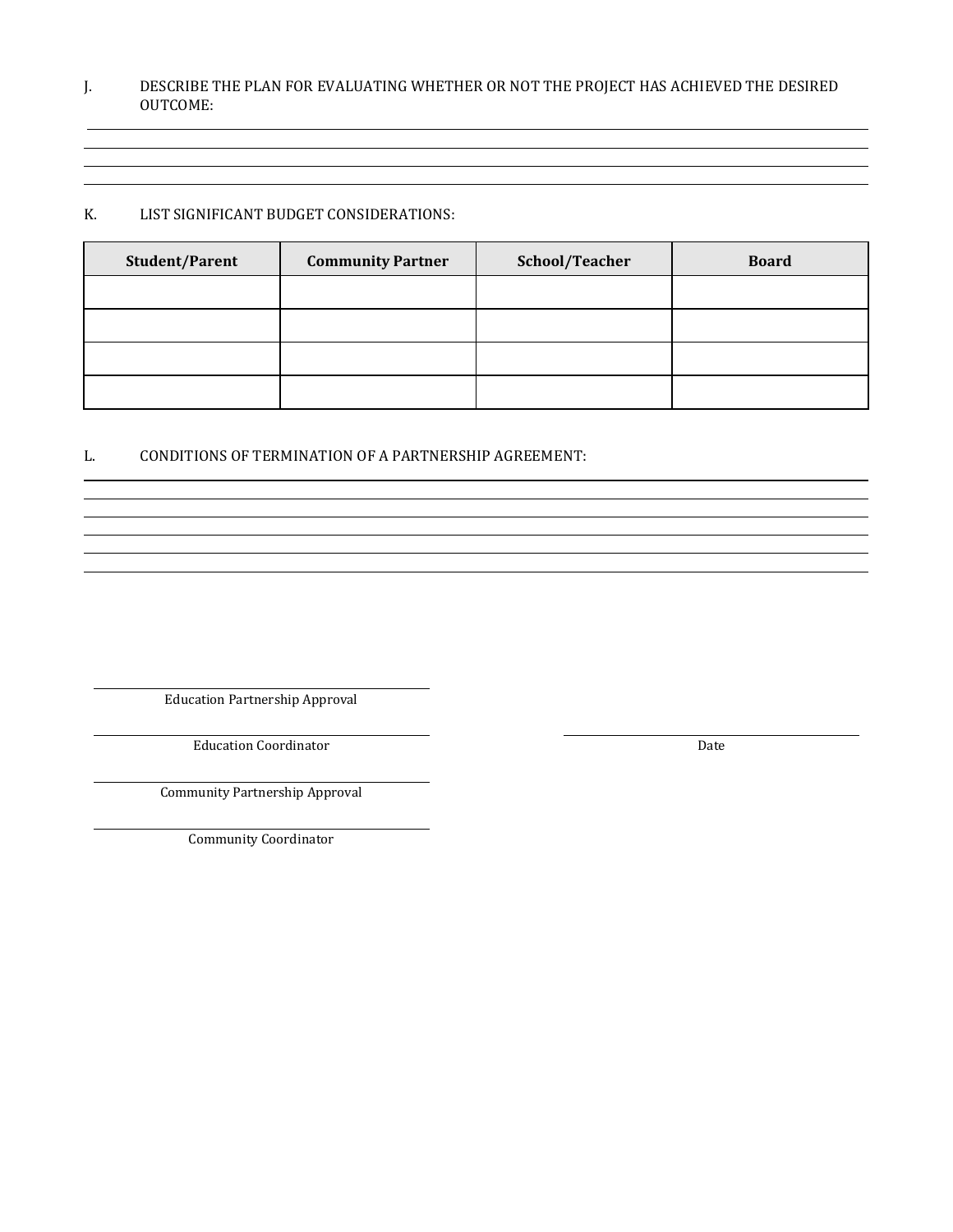J. DESCRIBE THE PLAN FOR EVALUATING WHETHER OR NOT THE PROJECT HAS ACHIEVED THE DESIRED OUTCOME:

K. LIST SIGNIFICANT BUDGET CONSIDERATIONS:

| Student/Parent | Community Partner | School/Teacher | Board |
|---|---|---|---|
| | | | |
| | | | |
| | | | |
| | | | |

L. CONDITIONS OF TERMINATION OF A PARTNERSHIP AGREEMENT:

Education Partnership Approval

Education Coordinator

Date

Community Partnership Approval

Community Coordinator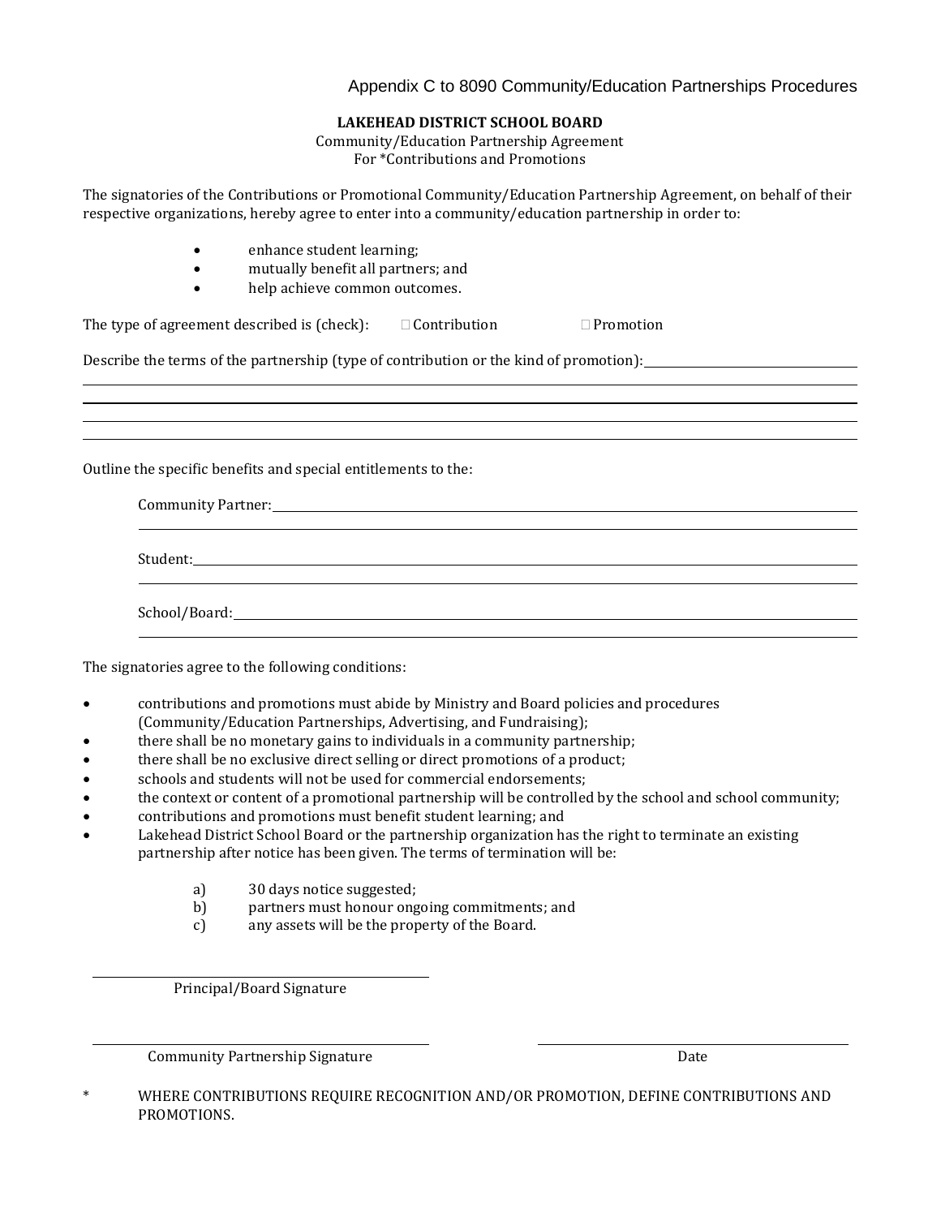Appendix C to 8090 Community/Education Partnerships Procedures

**LAKEHEAD DISTRICT SCHOOL BOARD**
Community/Education Partnership Agreement
For *Contributions and Promotions

The signatories of the Contributions or Promotional Community/Education Partnership Agreement, on behalf of their respective organizations, hereby agree to enter into a community/education partnership in order to:

- enhance student learning;
- mutually benefit all partners; and
- help achieve common outcomes.

The type of agreement described is (check): ☐ Contribution ☐ Promotion

Describe the terms of the partnership (type of contribution or the kind of promotion): ______________________________

______________________________________________________________________________

______________________________________________________________________________

______________________________________________________________________________

______________________________________________________________________________

Outline the specific benefits and special entitlements to the:

Community Partner: ______________________________________________________________

______________________________________________________________________________

Student: ______________________________________________________________________

______________________________________________________________________________

School/Board: __________________________________________________________________

______________________________________________________________________________

The signatories agree to the following conditions:

- contributions and promotions must abide by Ministry and Board policies and procedures (Community/Education Partnerships, Advertising, and Fundraising);
- there shall be no monetary gains to individuals in a community partnership;
- there shall be no exclusive direct selling or direct promotions of a product;
- schools and students will not be used for commercial endorsements;
- the context or content of a promotional partnership will be controlled by the school and school community;
- contributions and promotions must benefit student learning; and
- Lakehead District School Board or the partnership organization has the right to terminate an existing partnership after notice has been given. The terms of termination will be:

  a) 30 days notice suggested;
  b) partners must honour ongoing commitments; and
  c) any assets will be the property of the Board.

______________________________
Principal/Board Signature

______________________________ ______________________________
Community Partnership Signature Date

\* WHERE CONTRIBUTIONS REQUIRE RECOGNITION AND/OR PROMOTION, DEFINE CONTRIBUTIONS AND PROMOTIONS.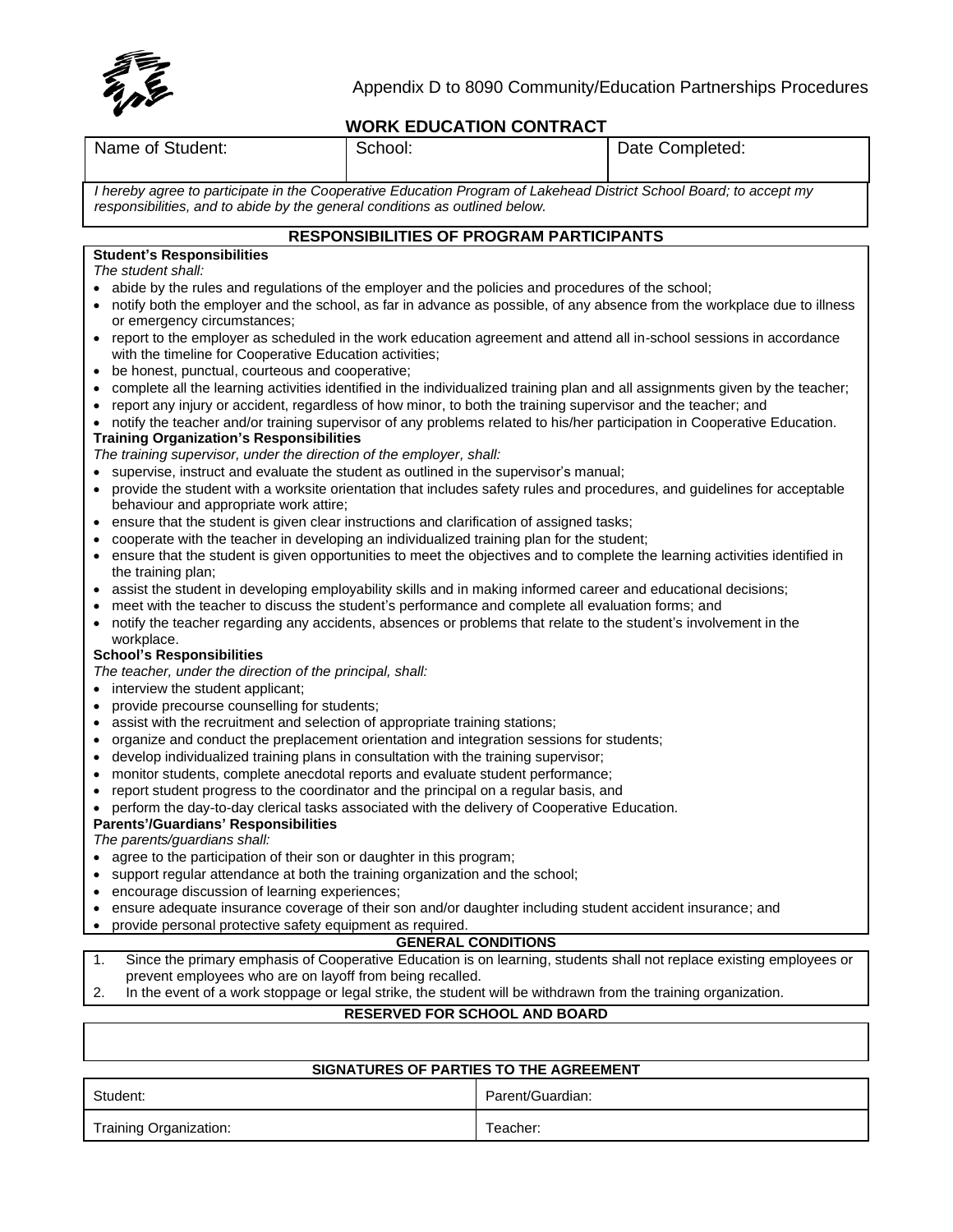Appendix D to 8090 Community/Education Partnerships Procedures

## WORK EDUCATION CONTRACT

| Name of Student: | School: | Date Completed: |
|---|---|---|

*I hereby agree to participate in the Cooperative Education Program of Lakehead District School Board; to accept my responsibilities, and to abide by the general conditions as outlined below.*

### RESPONSIBILITIES OF PROGRAM PARTICIPANTS

**Student's Responsibilities**

*The student shall:*

- abide by the rules and regulations of the employer and the policies and procedures of the school;
- notify both the employer and the school, as far in advance as possible, of any absence from the workplace due to illness or emergency circumstances;
- report to the employer as scheduled in the work education agreement and attend all in-school sessions in accordance with the timeline for Cooperative Education activities;
- be honest, punctual, courteous and cooperative;
- complete all the learning activities identified in the individualized training plan and all assignments given by the teacher;
- report any injury or accident, regardless of how minor, to both the training supervisor and the teacher; and
- notify the teacher and/or training supervisor of any problems related to his/her participation in Cooperative Education.

**Training Organization's Responsibilities**

*The training supervisor, under the direction of the employer, shall:*

- supervise, instruct and evaluate the student as outlined in the supervisor's manual;
- provide the student with a worksite orientation that includes safety rules and procedures, and guidelines for acceptable behaviour and appropriate work attire;
- ensure that the student is given clear instructions and clarification of assigned tasks;
- cooperate with the teacher in developing an individualized training plan for the student;
- ensure that the student is given opportunities to meet the objectives and to complete the learning activities identified in the training plan;
- assist the student in developing employability skills and in making informed career and educational decisions;
- meet with the teacher to discuss the student's performance and complete all evaluation forms; and
- notify the teacher regarding any accidents, absences or problems that relate to the student's involvement in the workplace.

**School's Responsibilities**

*The teacher, under the direction of the principal, shall:*

- interview the student applicant;
- provide precourse counselling for students;
- assist with the recruitment and selection of appropriate training stations;
- organize and conduct the preplacement orientation and integration sessions for students;
- develop individualized training plans in consultation with the training supervisor;
- monitor students, complete anecdotal reports and evaluate student performance;
- report student progress to the coordinator and the principal on a regular basis, and
- perform the day-to-day clerical tasks associated with the delivery of Cooperative Education.

**Parents'/Guardians' Responsibilities**

*The parents/guardians shall:*

- agree to the participation of their son or daughter in this program;
- support regular attendance at both the training organization and the school;
- encourage discussion of learning experiences;
- ensure adequate insurance coverage of their son and/or daughter including student accident insurance; and
- provide personal protective safety equipment as required.

### GENERAL CONDITIONS

1. Since the primary emphasis of Cooperative Education is on learning, students shall not replace existing employees or prevent employees who are on layoff from being recalled.
2. In the event of a work stoppage or legal strike, the student will be withdrawn from the training organization.

### RESERVED FOR SCHOOL AND BOARD

### SIGNATURES OF PARTIES TO THE AGREEMENT

| Student: | Parent/Guardian: |
|---|---|
| Training Organization: | Teacher: |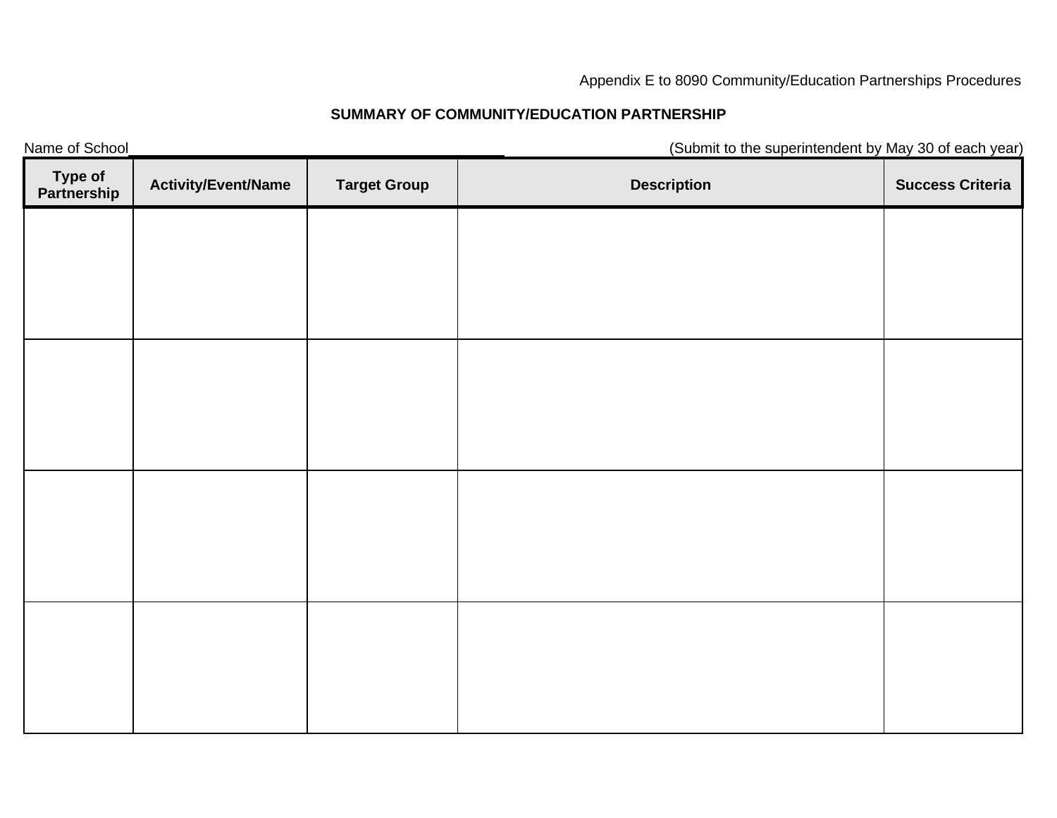Appendix E to 8090 Community/Education Partnerships Procedures

**SUMMARY OF COMMUNITY/EDUCATION PARTNERSHIP**

Name of School\_\_\_\_\_\_\_\_\_\_\_\_\_\_\_\_\_\_\_\_\_\_\_\_\_\_\_\_\_\_\_\_\_\_\_\_\_\_\_\_\_\_ (Submit to the superintendent by May 30 of each year)

| Type of Partnership | Activity/Event/Name | Target Group | Description | Success Criteria |
|---|---|---|---|---|
| | | | | |
| | | | | |
| | | | | |
| | | | | |